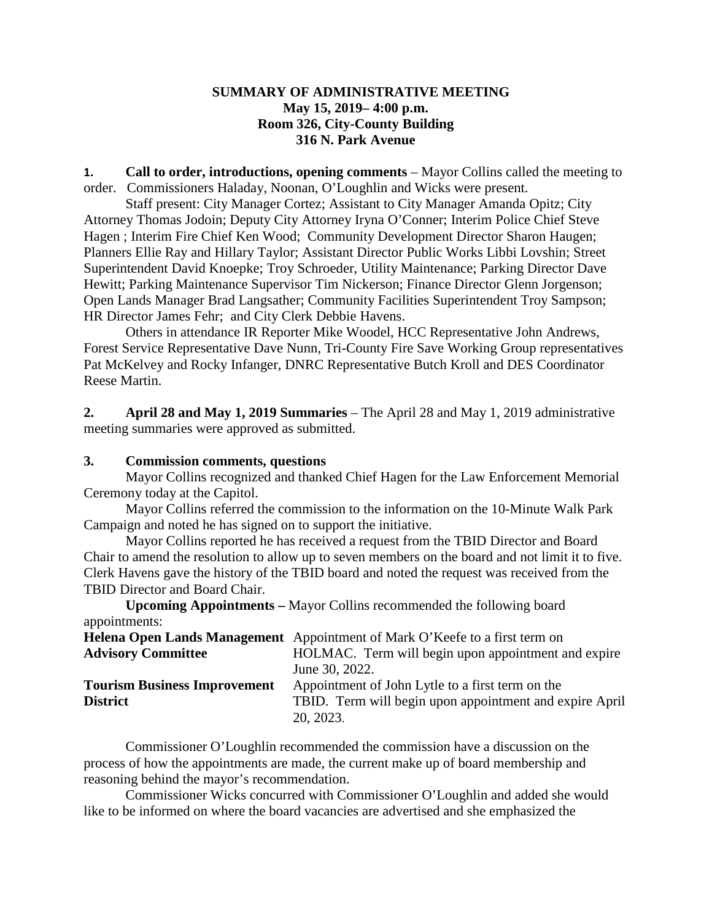**SUMMARY OF ADMINISTRATIVE MEETING**
**May 15, 2019– 4:00 p.m.**
**Room 326, City-County Building**
**316 N. Park Avenue**

**1. Call to order, introductions, opening comments** – Mayor Collins called the meeting to order. Commissioners Haladay, Noonan, O'Loughlin and Wicks were present.

Staff present: City Manager Cortez; Assistant to City Manager Amanda Opitz; City Attorney Thomas Jodoin; Deputy City Attorney Iryna O'Conner; Interim Police Chief Steve Hagen ; Interim Fire Chief Ken Wood; Community Development Director Sharon Haugen; Planners Ellie Ray and Hillary Taylor; Assistant Director Public Works Libbi Lovshin; Street Superintendent David Knoepke; Troy Schroeder, Utility Maintenance; Parking Director Dave Hewitt; Parking Maintenance Supervisor Tim Nickerson; Finance Director Glenn Jorgenson; Open Lands Manager Brad Langsather; Community Facilities Superintendent Troy Sampson; HR Director James Fehr; and City Clerk Debbie Havens.

Others in attendance IR Reporter Mike Woodel, HCC Representative John Andrews, Forest Service Representative Dave Nunn, Tri-County Fire Save Working Group representatives Pat McKelvey and Rocky Infanger, DNRC Representative Butch Kroll and DES Coordinator Reese Martin.

**2. April 28 and May 1, 2019 Summaries** – The April 28 and May 1, 2019 administrative meeting summaries were approved as submitted.

**3. Commission comments, questions**

Mayor Collins recognized and thanked Chief Hagen for the Law Enforcement Memorial Ceremony today at the Capitol.

Mayor Collins referred the commission to the information on the 10-Minute Walk Park Campaign and noted he has signed on to support the initiative.

Mayor Collins reported he has received a request from the TBID Director and Board Chair to amend the resolution to allow up to seven members on the board and not limit it to five. Clerk Havens gave the history of the TBID board and noted the request was received from the TBID Director and Board Chair.

**Upcoming Appointments –** Mayor Collins recommended the following board appointments:

| | |
|---|---|
| **Helena Open Lands Management Advisory Committee** | Appointment of Mark O'Keefe to a first term on HOLMAC. Term will begin upon appointment and expire June 30, 2022. |
| **Tourism Business Improvement District** | Appointment of John Lytle to a first term on the TBID. Term will begin upon appointment and expire April 20, 2023. |

Commissioner O'Loughlin recommended the commission have a discussion on the process of how the appointments are made, the current make up of board membership and reasoning behind the mayor's recommendation.

Commissioner Wicks concurred with Commissioner O'Loughlin and added she would like to be informed on where the board vacancies are advertised and she emphasized the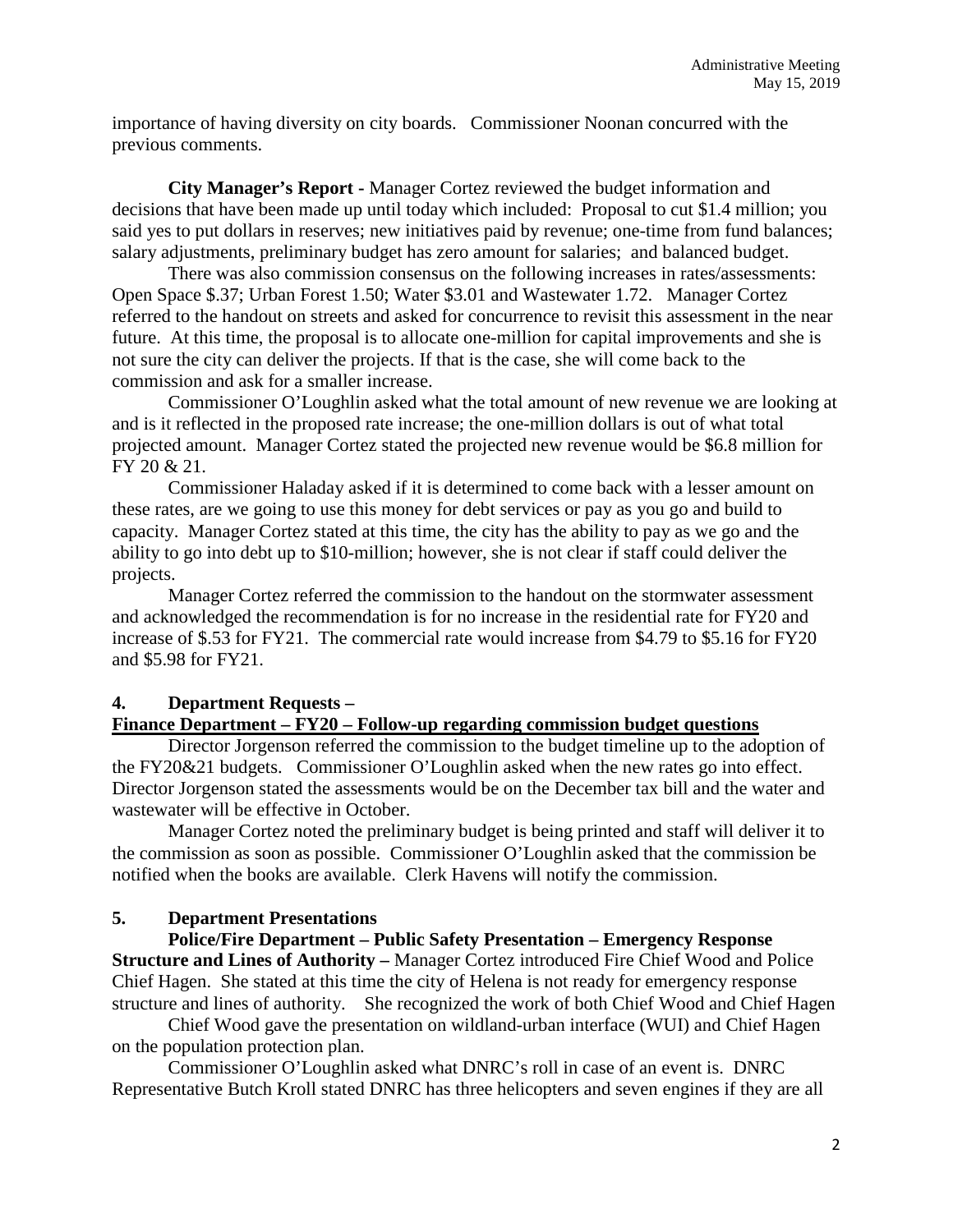importance of having diversity on city boards. Commissioner Noonan concurred with the previous comments.

**City Manager's Report -** Manager Cortez reviewed the budget information and decisions that have been made up until today which included: Proposal to cut $1.4 million; you said yes to put dollars in reserves; new initiatives paid by revenue; one-time from fund balances; salary adjustments, preliminary budget has zero amount for salaries; and balanced budget.

There was also commission consensus on the following increases in rates/assessments: Open Space $.37; Urban Forest 1.50; Water $3.01 and Wastewater 1.72. Manager Cortez referred to the handout on streets and asked for concurrence to revisit this assessment in the near future. At this time, the proposal is to allocate one-million for capital improvements and she is not sure the city can deliver the projects. If that is the case, she will come back to the commission and ask for a smaller increase.

Commissioner O'Loughlin asked what the total amount of new revenue we are looking at and is it reflected in the proposed rate increase; the one-million dollars is out of what total projected amount. Manager Cortez stated the projected new revenue would be $6.8 million for FY 20 & 21.

Commissioner Haladay asked if it is determined to come back with a lesser amount on these rates, are we going to use this money for debt services or pay as you go and build to capacity. Manager Cortez stated at this time, the city has the ability to pay as we go and the ability to go into debt up to $10-million; however, she is not clear if staff could deliver the projects.

Manager Cortez referred the commission to the handout on the stormwater assessment and acknowledged the recommendation is for no increase in the residential rate for FY20 and increase of $.53 for FY21. The commercial rate would increase from $4.79 to $5.16 for FY20 and $5.98 for FY21.

## 4. Department Requests –

**Finance Department – FY20 – Follow-up regarding commission budget questions**

Director Jorgenson referred the commission to the budget timeline up to the adoption of the FY20&21 budgets. Commissioner O'Loughlin asked when the new rates go into effect. Director Jorgenson stated the assessments would be on the December tax bill and the water and wastewater will be effective in October.

Manager Cortez noted the preliminary budget is being printed and staff will deliver it to the commission as soon as possible. Commissioner O'Loughlin asked that the commission be notified when the books are available. Clerk Havens will notify the commission.

## 5. Department Presentations

**Police/Fire Department – Public Safety Presentation – Emergency Response Structure and Lines of Authority –** Manager Cortez introduced Fire Chief Wood and Police Chief Hagen. She stated at this time the city of Helena is not ready for emergency response structure and lines of authority. She recognized the work of both Chief Wood and Chief Hagen

Chief Wood gave the presentation on wildland-urban interface (WUI) and Chief Hagen on the population protection plan.

Commissioner O'Loughlin asked what DNRC's roll in case of an event is. DNRC Representative Butch Kroll stated DNRC has three helicopters and seven engines if they are all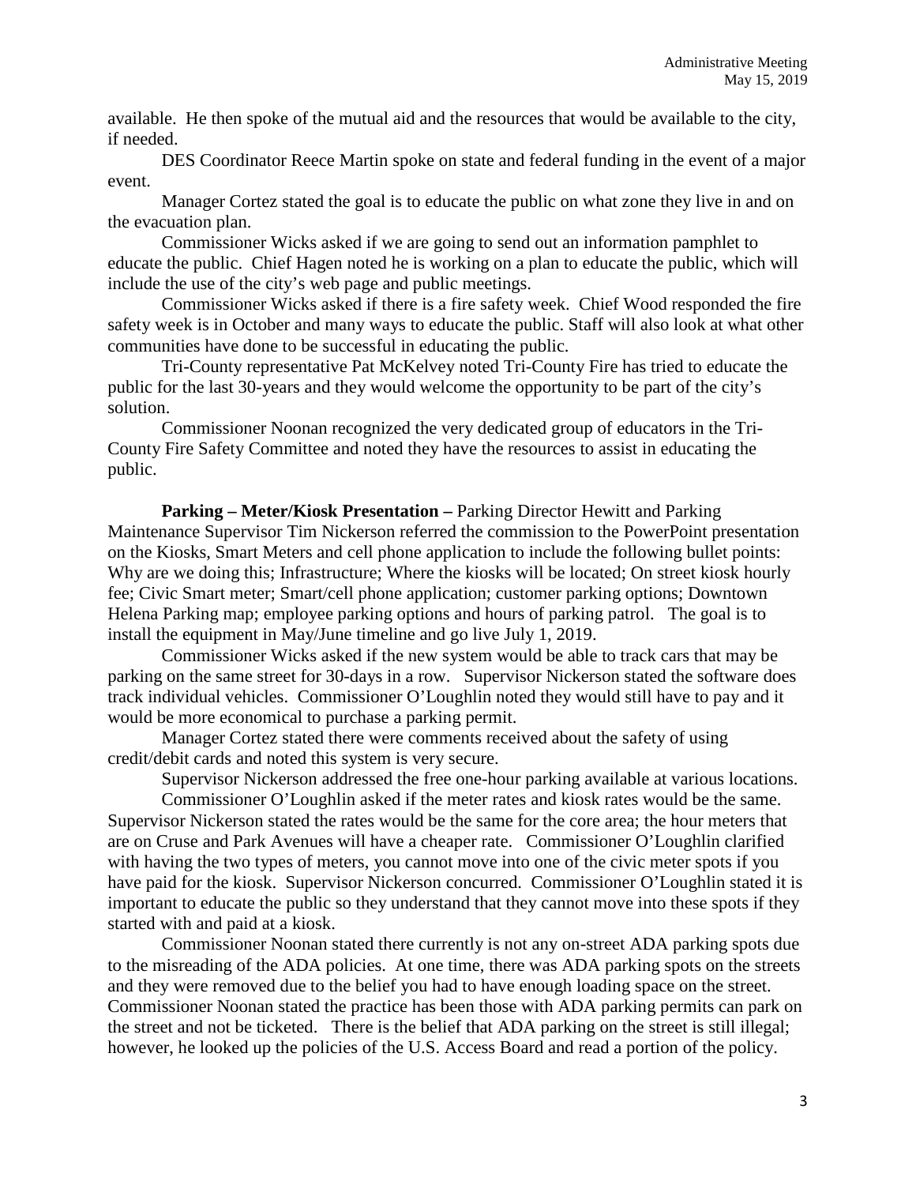available. He then spoke of the mutual aid and the resources that would be available to the city, if needed.

DES Coordinator Reece Martin spoke on state and federal funding in the event of a major event.

Manager Cortez stated the goal is to educate the public on what zone they live in and on the evacuation plan.

Commissioner Wicks asked if we are going to send out an information pamphlet to educate the public. Chief Hagen noted he is working on a plan to educate the public, which will include the use of the city's web page and public meetings.

Commissioner Wicks asked if there is a fire safety week. Chief Wood responded the fire safety week is in October and many ways to educate the public. Staff will also look at what other communities have done to be successful in educating the public.

Tri-County representative Pat McKelvey noted Tri-County Fire has tried to educate the public for the last 30-years and they would welcome the opportunity to be part of the city's solution.

Commissioner Noonan recognized the very dedicated group of educators in the Tri-County Fire Safety Committee and noted they have the resources to assist in educating the public.

**Parking – Meter/Kiosk Presentation –** Parking Director Hewitt and Parking Maintenance Supervisor Tim Nickerson referred the commission to the PowerPoint presentation on the Kiosks, Smart Meters and cell phone application to include the following bullet points: Why are we doing this; Infrastructure; Where the kiosks will be located; On street kiosk hourly fee; Civic Smart meter; Smart/cell phone application; customer parking options; Downtown Helena Parking map; employee parking options and hours of parking patrol. The goal is to install the equipment in May/June timeline and go live July 1, 2019.

Commissioner Wicks asked if the new system would be able to track cars that may be parking on the same street for 30-days in a row. Supervisor Nickerson stated the software does track individual vehicles. Commissioner O'Loughlin noted they would still have to pay and it would be more economical to purchase a parking permit.

Manager Cortez stated there were comments received about the safety of using credit/debit cards and noted this system is very secure.

Supervisor Nickerson addressed the free one-hour parking available at various locations.

Commissioner O'Loughlin asked if the meter rates and kiosk rates would be the same. Supervisor Nickerson stated the rates would be the same for the core area; the hour meters that are on Cruse and Park Avenues will have a cheaper rate. Commissioner O'Loughlin clarified with having the two types of meters, you cannot move into one of the civic meter spots if you have paid for the kiosk. Supervisor Nickerson concurred. Commissioner O'Loughlin stated it is important to educate the public so they understand that they cannot move into these spots if they started with and paid at a kiosk.

Commissioner Noonan stated there currently is not any on-street ADA parking spots due to the misreading of the ADA policies. At one time, there was ADA parking spots on the streets and they were removed due to the belief you had to have enough loading space on the street. Commissioner Noonan stated the practice has been those with ADA parking permits can park on the street and not be ticketed. There is the belief that ADA parking on the street is still illegal; however, he looked up the policies of the U.S. Access Board and read a portion of the policy.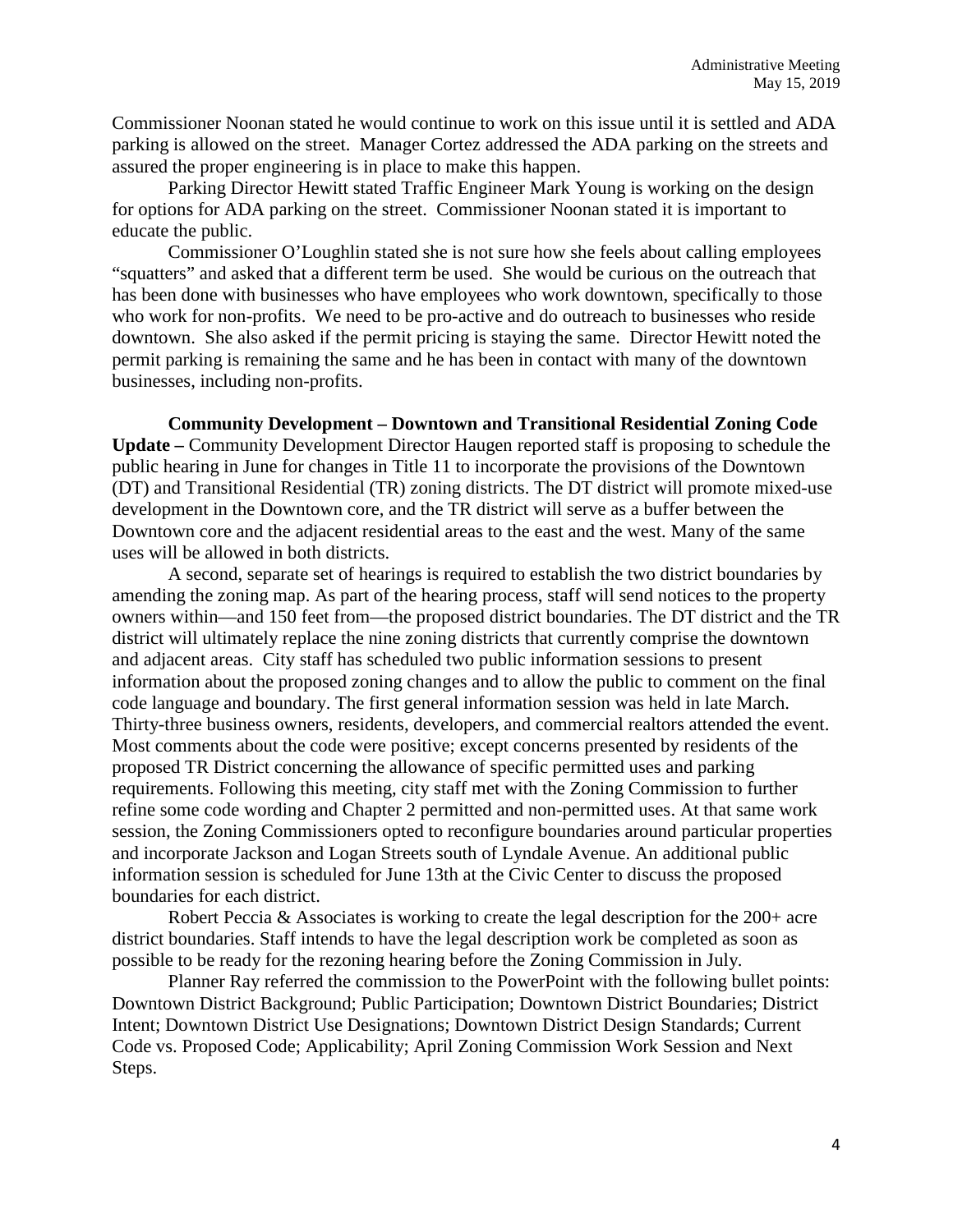Commissioner Noonan stated he would continue to work on this issue until it is settled and ADA parking is allowed on the street. Manager Cortez addressed the ADA parking on the streets and assured the proper engineering is in place to make this happen.

Parking Director Hewitt stated Traffic Engineer Mark Young is working on the design for options for ADA parking on the street. Commissioner Noonan stated it is important to educate the public.

Commissioner O'Loughlin stated she is not sure how she feels about calling employees "squatters" and asked that a different term be used. She would be curious on the outreach that has been done with businesses who have employees who work downtown, specifically to those who work for non-profits. We need to be pro-active and do outreach to businesses who reside downtown. She also asked if the permit pricing is staying the same. Director Hewitt noted the permit parking is remaining the same and he has been in contact with many of the downtown businesses, including non-profits.

**Community Development – Downtown and Transitional Residential Zoning Code Update –** Community Development Director Haugen reported staff is proposing to schedule the public hearing in June for changes in Title 11 to incorporate the provisions of the Downtown (DT) and Transitional Residential (TR) zoning districts. The DT district will promote mixed-use development in the Downtown core, and the TR district will serve as a buffer between the Downtown core and the adjacent residential areas to the east and the west. Many of the same uses will be allowed in both districts.

A second, separate set of hearings is required to establish the two district boundaries by amending the zoning map. As part of the hearing process, staff will send notices to the property owners within—and 150 feet from—the proposed district boundaries. The DT district and the TR district will ultimately replace the nine zoning districts that currently comprise the downtown and adjacent areas. City staff has scheduled two public information sessions to present information about the proposed zoning changes and to allow the public to comment on the final code language and boundary. The first general information session was held in late March. Thirty-three business owners, residents, developers, and commercial realtors attended the event. Most comments about the code were positive; except concerns presented by residents of the proposed TR District concerning the allowance of specific permitted uses and parking requirements. Following this meeting, city staff met with the Zoning Commission to further refine some code wording and Chapter 2 permitted and non-permitted uses. At that same work session, the Zoning Commissioners opted to reconfigure boundaries around particular properties and incorporate Jackson and Logan Streets south of Lyndale Avenue. An additional public information session is scheduled for June 13th at the Civic Center to discuss the proposed boundaries for each district.

Robert Peccia & Associates is working to create the legal description for the 200+ acre district boundaries. Staff intends to have the legal description work be completed as soon as possible to be ready for the rezoning hearing before the Zoning Commission in July.

Planner Ray referred the commission to the PowerPoint with the following bullet points: Downtown District Background; Public Participation; Downtown District Boundaries; District Intent; Downtown District Use Designations; Downtown District Design Standards; Current Code vs. Proposed Code; Applicability; April Zoning Commission Work Session and Next Steps.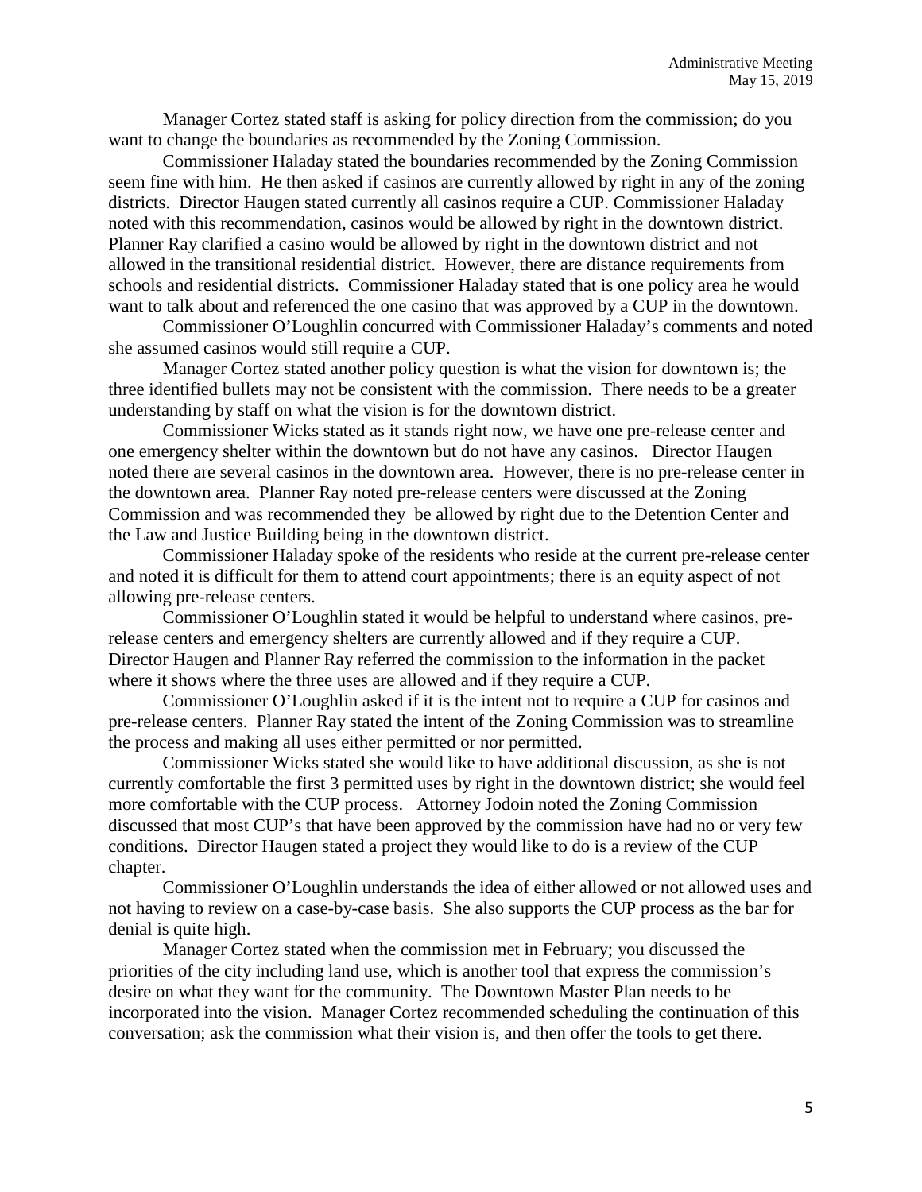Manager Cortez stated staff is asking for policy direction from the commission; do you want to change the boundaries as recommended by the Zoning Commission.

Commissioner Haladay stated the boundaries recommended by the Zoning Commission seem fine with him. He then asked if casinos are currently allowed by right in any of the zoning districts. Director Haugen stated currently all casinos require a CUP. Commissioner Haladay noted with this recommendation, casinos would be allowed by right in the downtown district. Planner Ray clarified a casino would be allowed by right in the downtown district and not allowed in the transitional residential district. However, there are distance requirements from schools and residential districts. Commissioner Haladay stated that is one policy area he would want to talk about and referenced the one casino that was approved by a CUP in the downtown.

Commissioner O'Loughlin concurred with Commissioner Haladay's comments and noted she assumed casinos would still require a CUP.

Manager Cortez stated another policy question is what the vision for downtown is; the three identified bullets may not be consistent with the commission. There needs to be a greater understanding by staff on what the vision is for the downtown district.

Commissioner Wicks stated as it stands right now, we have one pre-release center and one emergency shelter within the downtown but do not have any casinos. Director Haugen noted there are several casinos in the downtown area. However, there is no pre-release center in the downtown area. Planner Ray noted pre-release centers were discussed at the Zoning Commission and was recommended they be allowed by right due to the Detention Center and the Law and Justice Building being in the downtown district.

Commissioner Haladay spoke of the residents who reside at the current pre-release center and noted it is difficult for them to attend court appointments; there is an equity aspect of not allowing pre-release centers.

Commissioner O'Loughlin stated it would be helpful to understand where casinos, pre-release centers and emergency shelters are currently allowed and if they require a CUP. Director Haugen and Planner Ray referred the commission to the information in the packet where it shows where the three uses are allowed and if they require a CUP.

Commissioner O'Loughlin asked if it is the intent not to require a CUP for casinos and pre-release centers. Planner Ray stated the intent of the Zoning Commission was to streamline the process and making all uses either permitted or nor permitted.

Commissioner Wicks stated she would like to have additional discussion, as she is not currently comfortable the first 3 permitted uses by right in the downtown district; she would feel more comfortable with the CUP process. Attorney Jodoin noted the Zoning Commission discussed that most CUP's that have been approved by the commission have had no or very few conditions. Director Haugen stated a project they would like to do is a review of the CUP chapter.

Commissioner O'Loughlin understands the idea of either allowed or not allowed uses and not having to review on a case-by-case basis. She also supports the CUP process as the bar for denial is quite high.

Manager Cortez stated when the commission met in February; you discussed the priorities of the city including land use, which is another tool that express the commission's desire on what they want for the community. The Downtown Master Plan needs to be incorporated into the vision. Manager Cortez recommended scheduling the continuation of this conversation; ask the commission what their vision is, and then offer the tools to get there.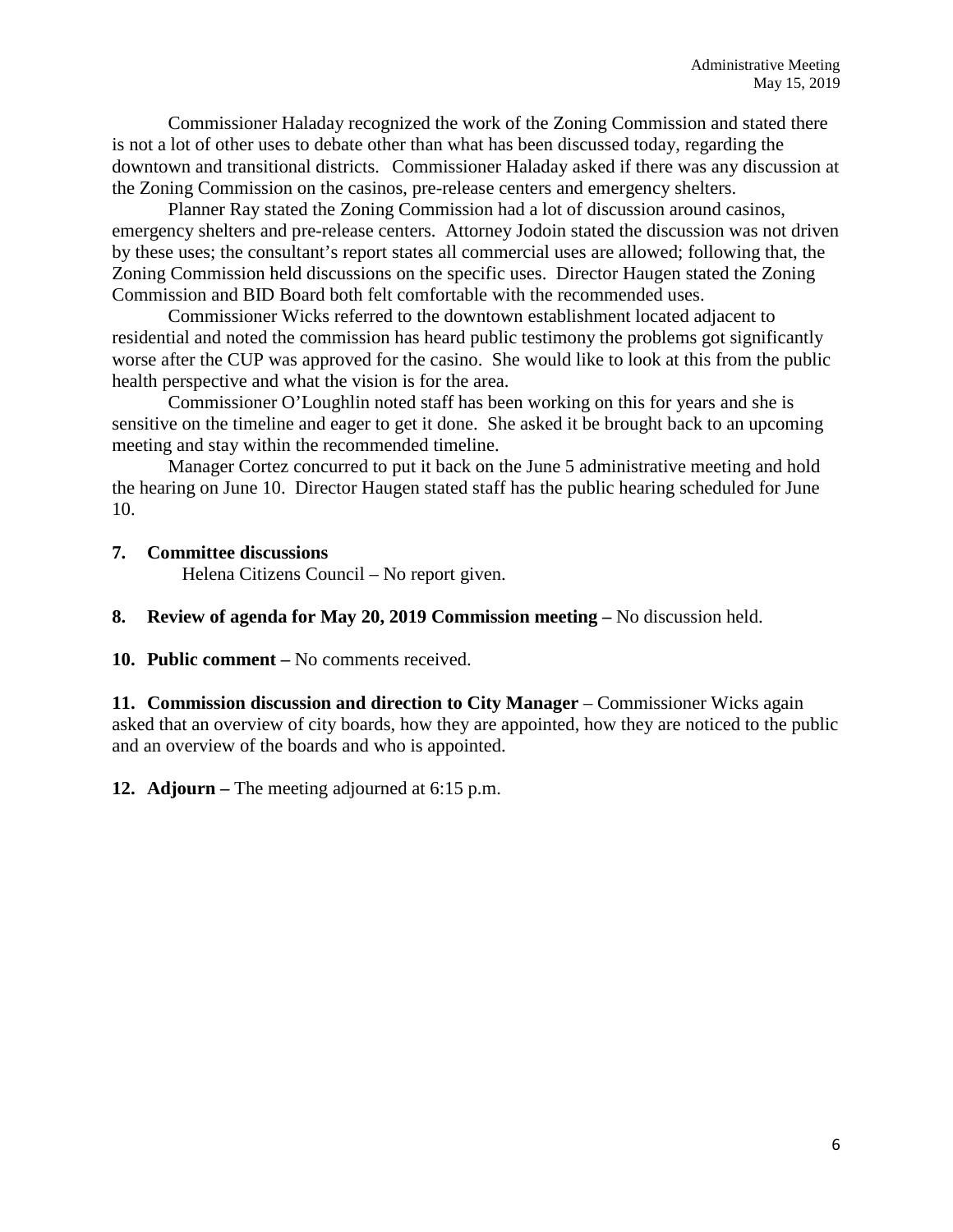Commissioner Haladay recognized the work of the Zoning Commission and stated there is not a lot of other uses to debate other than what has been discussed today, regarding the downtown and transitional districts. Commissioner Haladay asked if there was any discussion at the Zoning Commission on the casinos, pre-release centers and emergency shelters.

Planner Ray stated the Zoning Commission had a lot of discussion around casinos, emergency shelters and pre-release centers. Attorney Jodoin stated the discussion was not driven by these uses; the consultant's report states all commercial uses are allowed; following that, the Zoning Commission held discussions on the specific uses. Director Haugen stated the Zoning Commission and BID Board both felt comfortable with the recommended uses.

Commissioner Wicks referred to the downtown establishment located adjacent to residential and noted the commission has heard public testimony the problems got significantly worse after the CUP was approved for the casino. She would like to look at this from the public health perspective and what the vision is for the area.

Commissioner O'Loughlin noted staff has been working on this for years and she is sensitive on the timeline and eager to get it done. She asked it be brought back to an upcoming meeting and stay within the recommended timeline.

Manager Cortez concurred to put it back on the June 5 administrative meeting and hold the hearing on June 10. Director Haugen stated staff has the public hearing scheduled for June 10.

**7. Committee discussions**

Helena Citizens Council – No report given.

**8. Review of agenda for May 20, 2019 Commission meeting –** No discussion held.

**10. Public comment –** No comments received.

**11. Commission discussion and direction to City Manager** – Commissioner Wicks again asked that an overview of city boards, how they are appointed, how they are noticed to the public and an overview of the boards and who is appointed.

**12. Adjourn –** The meeting adjourned at 6:15 p.m.